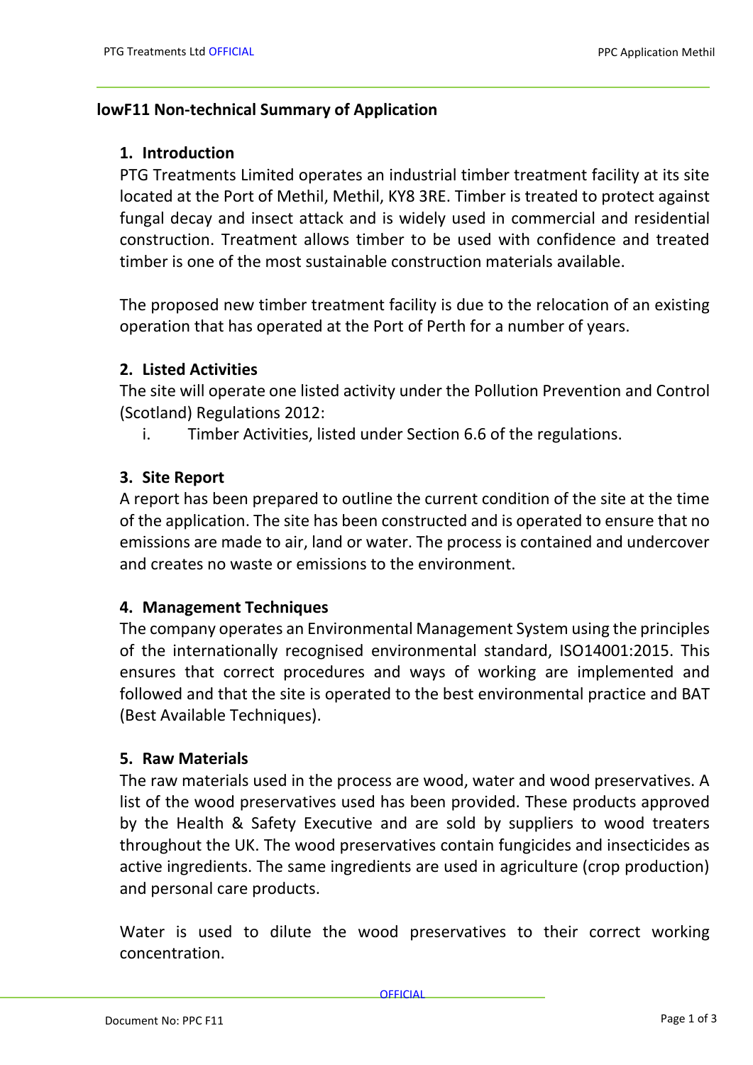## lowF11 Non-technical Summary of Application

### 1. Introduction

PTG Treatments Limited operates an industrial timber treatment facility at its site located at the Port of Methil, Methil, KY8 3RE. Timber is treated to protect against fungal decay and insect attack and is widely used in commercial and residential construction. Treatment allows timber to be used with confidence and treated timber is one of the most sustainable construction materials available.

The proposed new timber treatment facility is due to the relocation of an existing operation that has operated at the Port of Perth for a number of years.

### 2. Listed Activities

The site will operate one listed activity under the Pollution Prevention and Control (Scotland) Regulations 2012:

i. Timber Activities, listed under Section 6.6 of the regulations.

### 3. Site Report

A report has been prepared to outline the current condition of the site at the time of the application. The site has been constructed and is operated to ensure that no emissions are made to air, land or water. The process is contained and undercover and creates no waste or emissions to the environment.

### 4. Management Techniques

The company operates an Environmental Management System using the principles of the internationally recognised environmental standard, ISO14001:2015. This ensures that correct procedures and ways of working are implemented and followed and that the site is operated to the best environmental practice and BAT (Best Available Techniques).

### 5. Raw Materials

The raw materials used in the process are wood, water and wood preservatives. A list of the wood preservatives used has been provided. These products approved by the Health & Safety Executive and are sold by suppliers to wood treaters throughout the UK. The wood preservatives contain fungicides and insecticides as active ingredients. The same ingredients are used in agriculture (crop production) and personal care products.

Water is used to dilute the wood preservatives to their correct working concentration.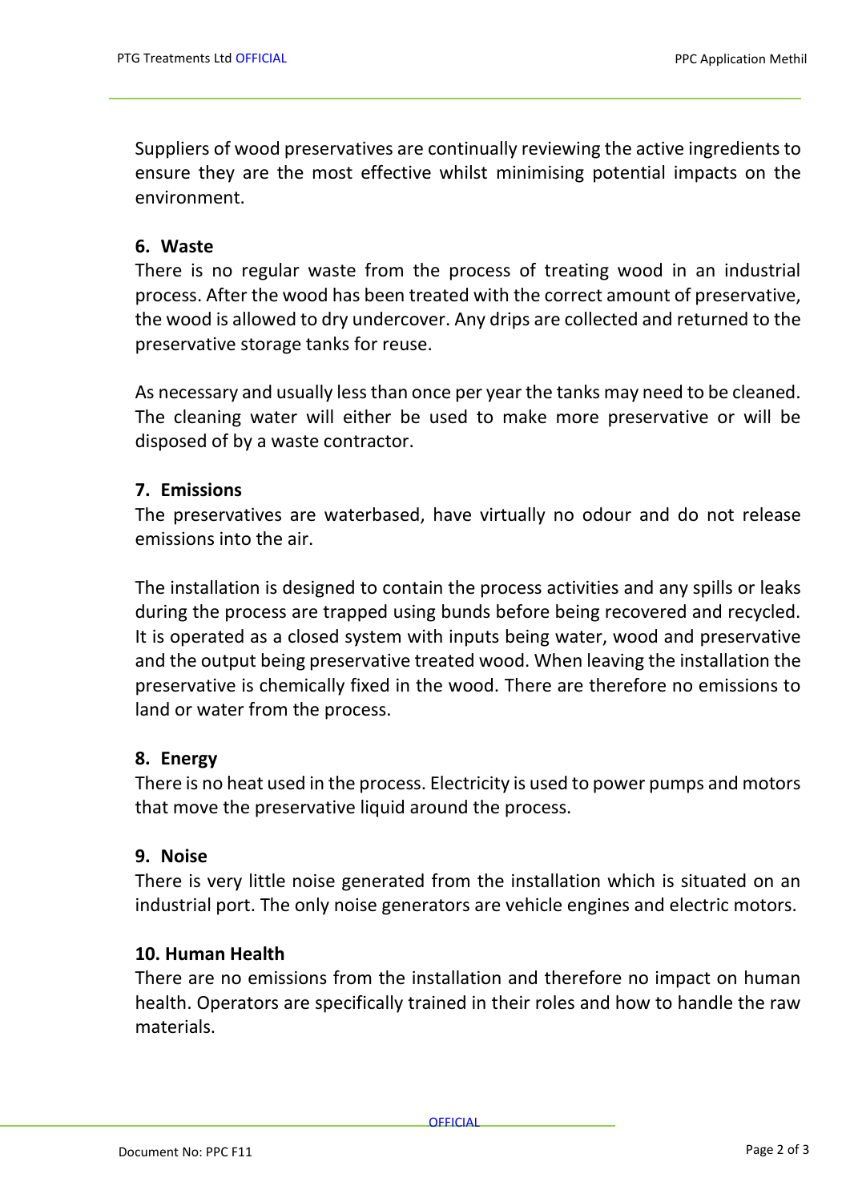Suppliers of wood preservatives are continually reviewing the active ingredients to ensure they are the most effective whilst minimising potential impacts on the environment.

### 6. Waste

There is no regular waste from the process of treating wood in an industrial process. After the wood has been treated with the correct amount of preservative, the wood is allowed to dry undercover. Any drips are collected and returned to the preservative storage tanks for reuse.

As necessary and usually less than once per year the tanks may need to be cleaned. The cleaning water will either be used to make more preservative or will be disposed of by a waste contractor.

### 7. Emissions

The preservatives are waterbased, have virtually no odour and do not release emissions into the air.

The installation is designed to contain the process activities and any spills or leaks during the process are trapped using bunds before being recovered and recycled. It is operated as a closed system with inputs being water, wood and preservative and the output being preservative treated wood. When leaving the installation the preservative is chemically fixed in the wood. There are therefore no emissions to land or water from the process.

### 8. Energy

There is no heat used in the process. Electricity is used to power pumps and motors that move the preservative liquid around the process.

### 9. Noise

There is very little noise generated from the installation which is situated on an industrial port. The only noise generators are vehicle engines and electric motors.

### 10. Human Health

There are no emissions from the installation and therefore no impact on human health. Operators are specifically trained in their roles and how to handle the raw materials.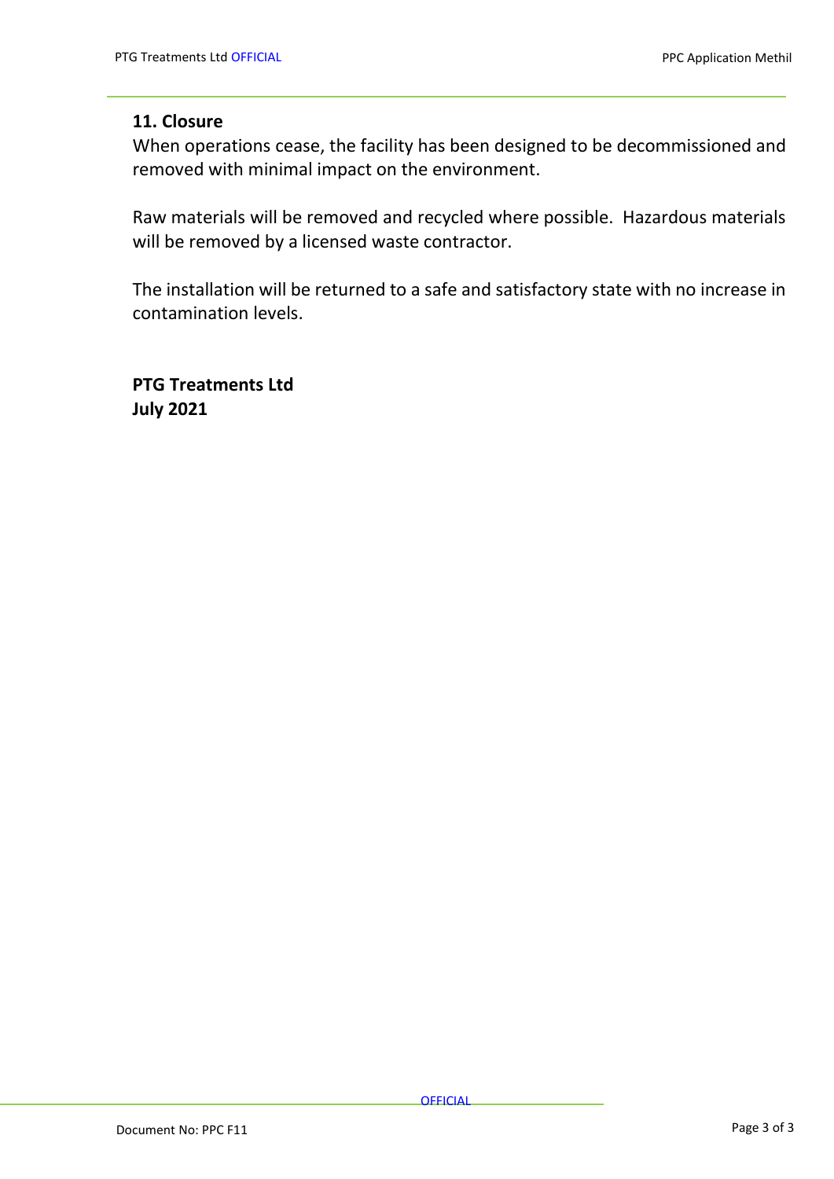## 11. Closure

When operations cease, the facility has been designed to be decommissioned and removed with minimal impact on the environment.

Raw materials will be removed and recycled where possible. Hazardous materials will be removed by a licensed waste contractor.

The installation will be returned to a safe and satisfactory state with no increase in contamination levels.

**PTG Treatments Ltd**
**July 2021**